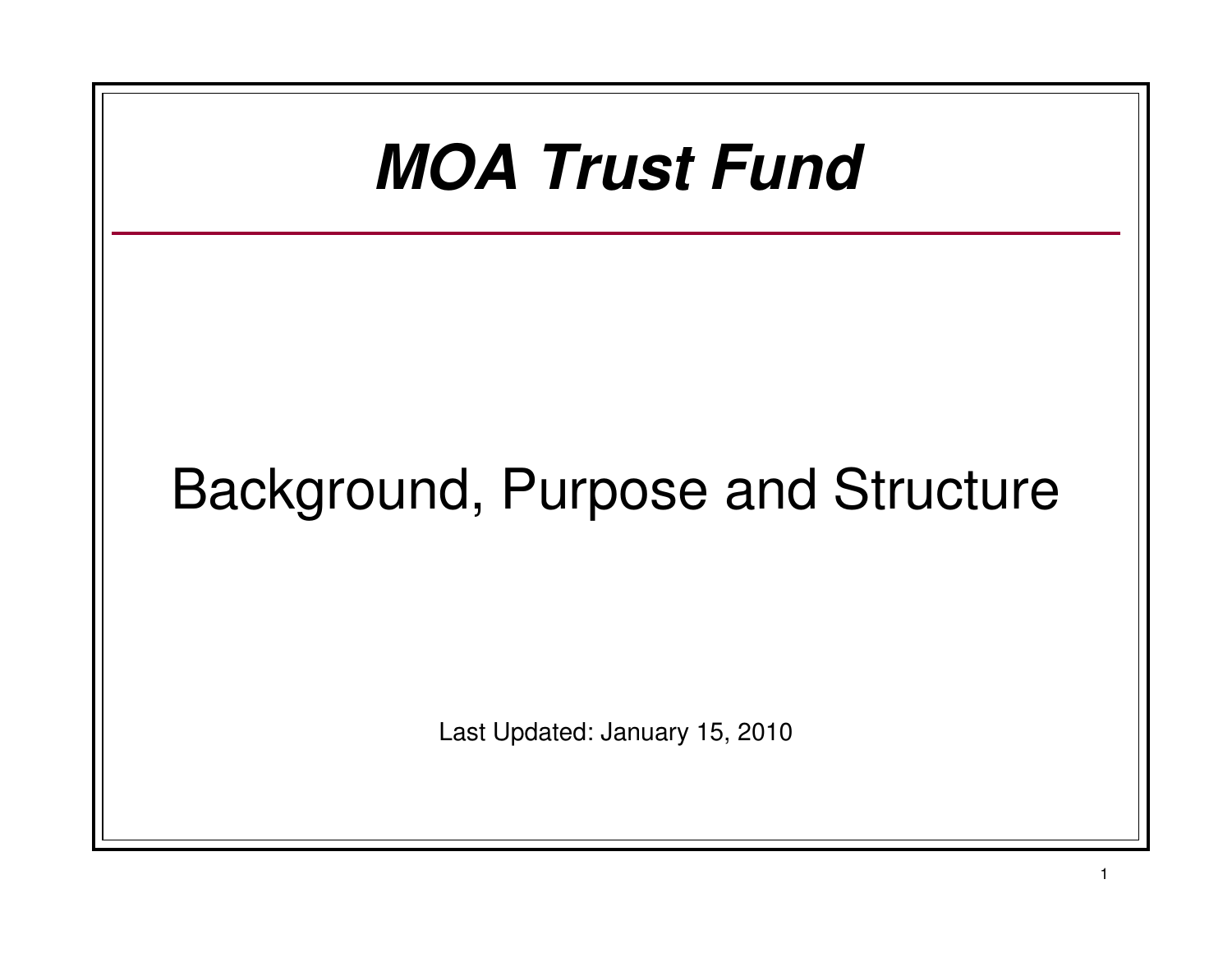# ***MOA Trust Fund***

## Background, Purpose and Structure

Last Updated: January 15, 2010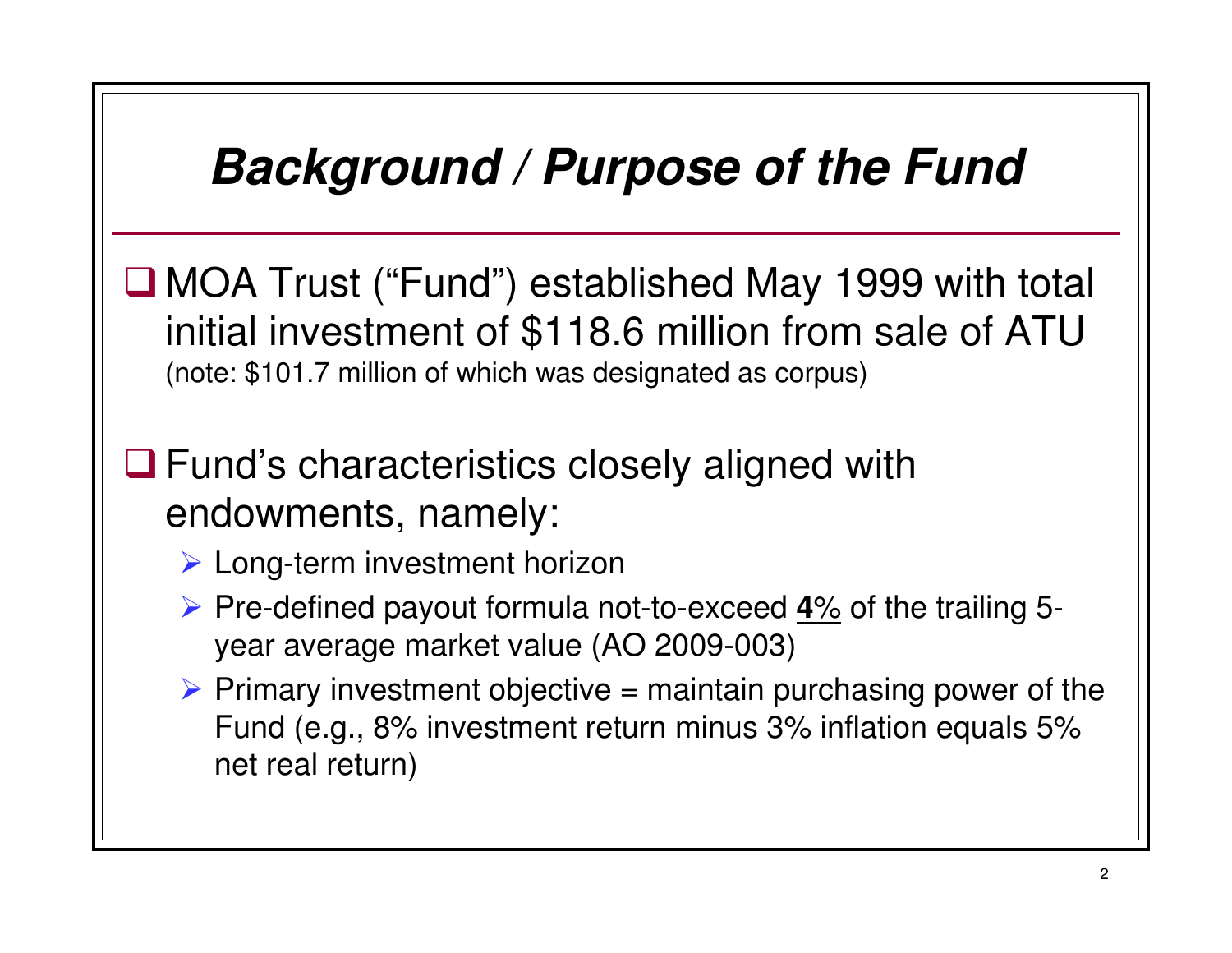# ***Background / Purpose of the Fund***

- MOA Trust ("Fund") established May 1999 with total initial investment of $118.6 million from sale of ATU (note: $101.7 million of which was designated as corpus)

- Fund's characteristics closely aligned with endowments, namely:
  - Long-term investment horizon
  - Pre-defined payout formula not-to-exceed **4**% of the trailing 5-year average market value (AO 2009-003)
  - Primary investment objective = maintain purchasing power of the Fund (e.g., 8% investment return minus 3% inflation equals 5% net real return)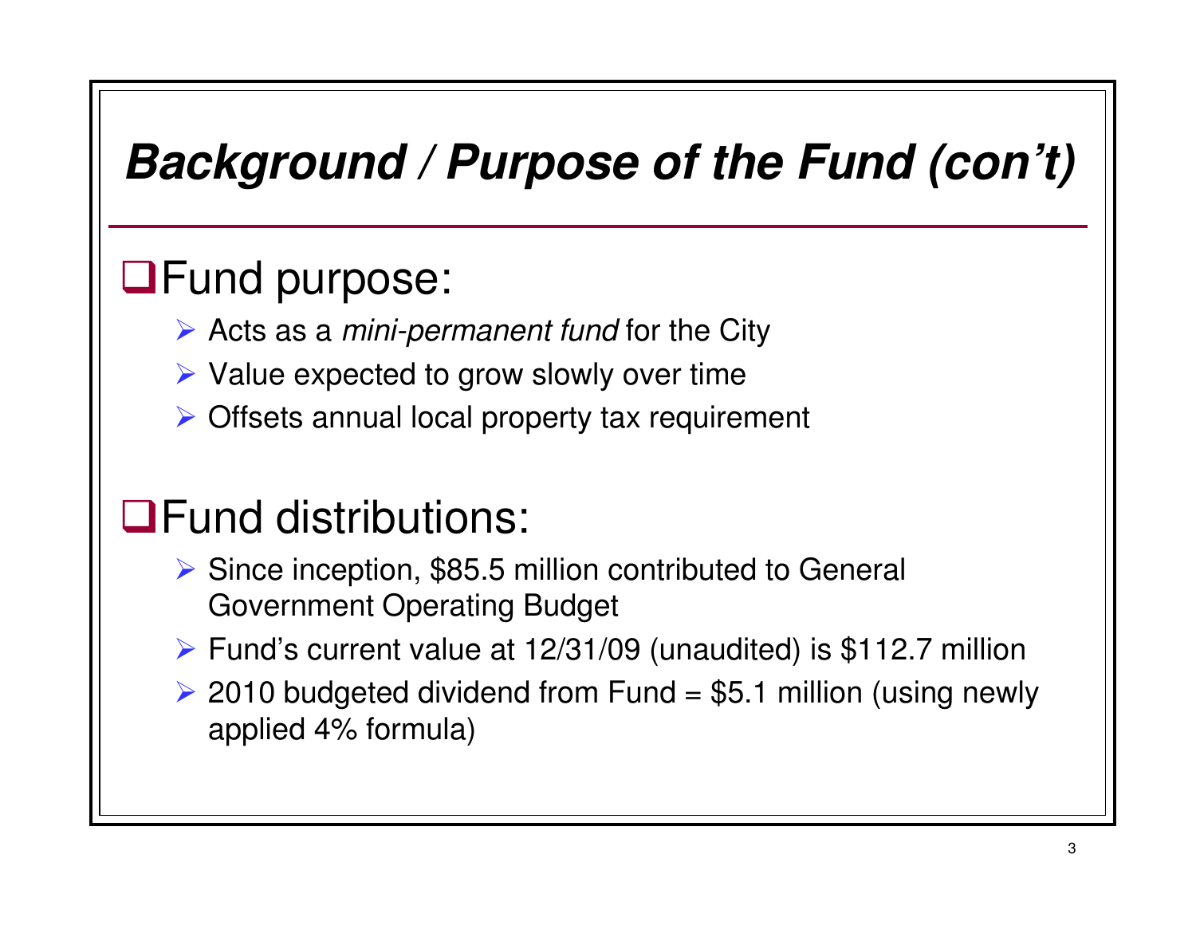# Background / Purpose of the Fund (con't)

## Fund purpose:

- Acts as a *mini-permanent fund* for the City
- Value expected to grow slowly over time
- Offsets annual local property tax requirement

## Fund distributions:

- Since inception, $85.5 million contributed to General Government Operating Budget
- Fund's current value at 12/31/09 (unaudited) is $112.7 million
- 2010 budgeted dividend from Fund = $5.1 million (using newly applied 4% formula)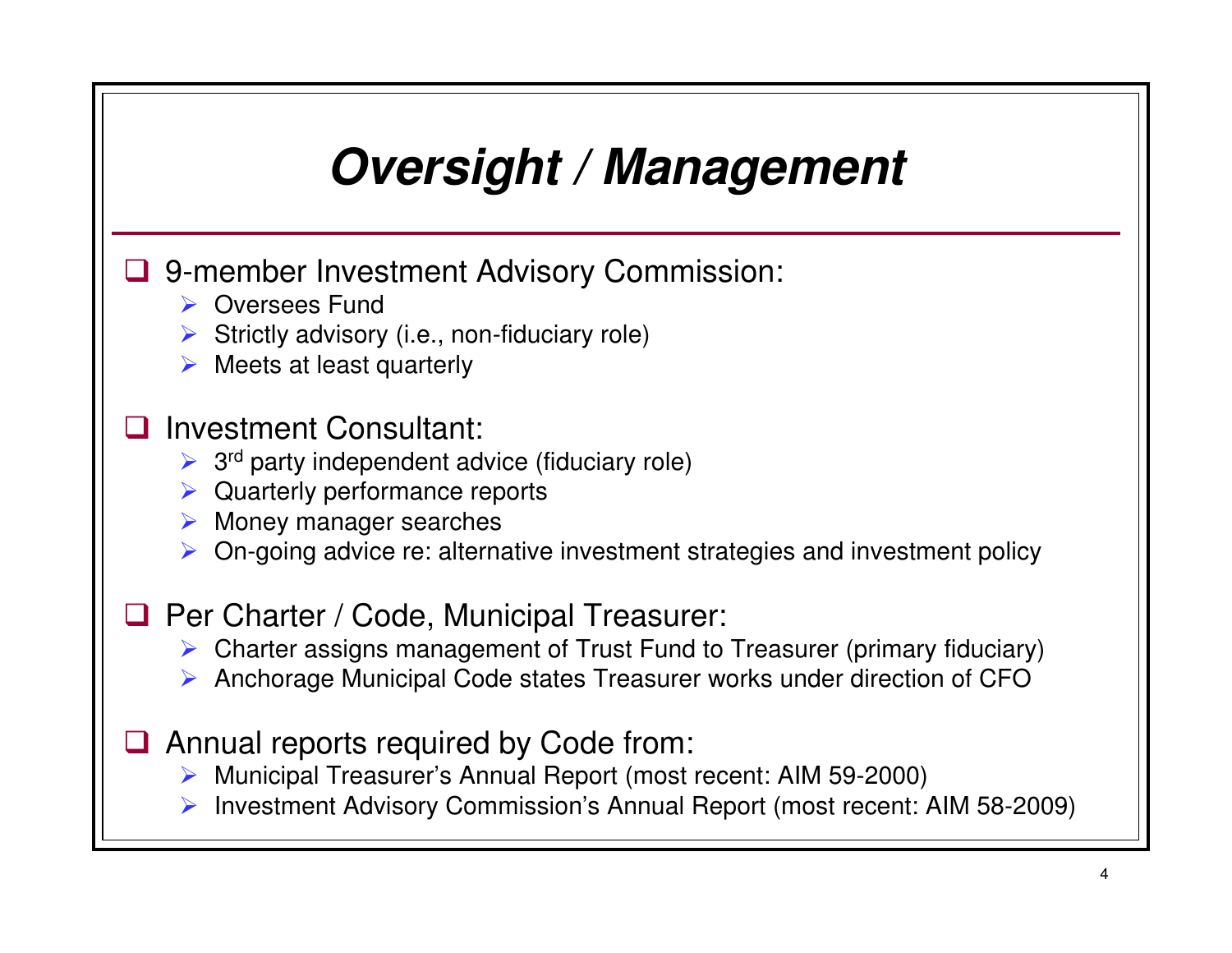# Oversight / Management

- 9-member Investment Advisory Commission:
  - Oversees Fund
  - Strictly advisory (i.e., non-fiduciary role)
  - Meets at least quarterly

- Investment Consultant:
  - 3rd party independent advice (fiduciary role)
  - Quarterly performance reports
  - Money manager searches
  - On-going advice re: alternative investment strategies and investment policy

- Per Charter / Code, Municipal Treasurer:
  - Charter assigns management of Trust Fund to Treasurer (primary fiduciary)
  - Anchorage Municipal Code states Treasurer works under direction of CFO

- Annual reports required by Code from:
  - Municipal Treasurer's Annual Report (most recent: AIM 59-2000)
  - Investment Advisory Commission's Annual Report (most recent: AIM 58-2009)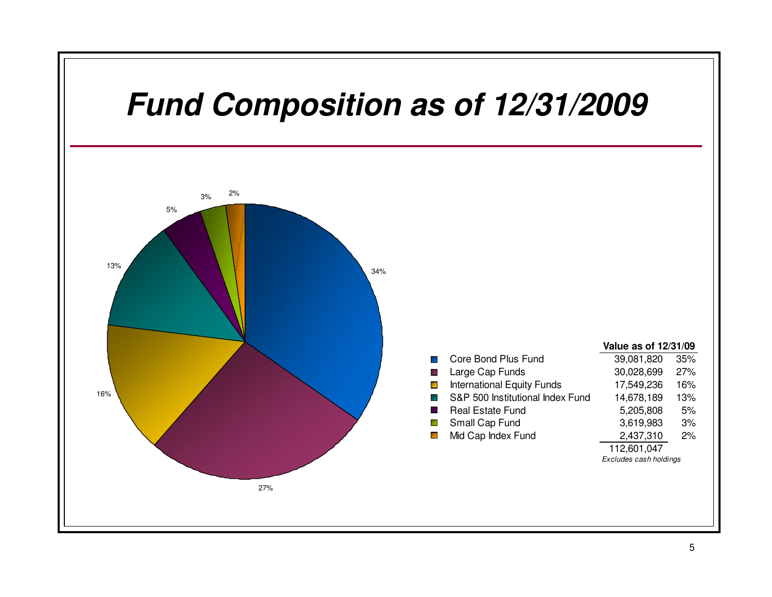# Fund Composition as of 12/31/2009

| | Value as of 12/31/09 | |
|---|---|---|
| Core Bond Plus Fund | 39,081,820 | 35% |
| Large Cap Funds | 30,028,699 | 27% |
| International Equity Funds | 17,549,236 | 16% |
| S&P 500 Institutional Index Fund | 14,678,189 | 13% |
| Real Estate Fund | 5,205,808 | 5% |
| Small Cap Fund | 3,619,983 | 3% |
| Mid Cap Index Fund | 2,437,310 | 2% |
| | 112,601,047 | |

*Excludes cash holdings*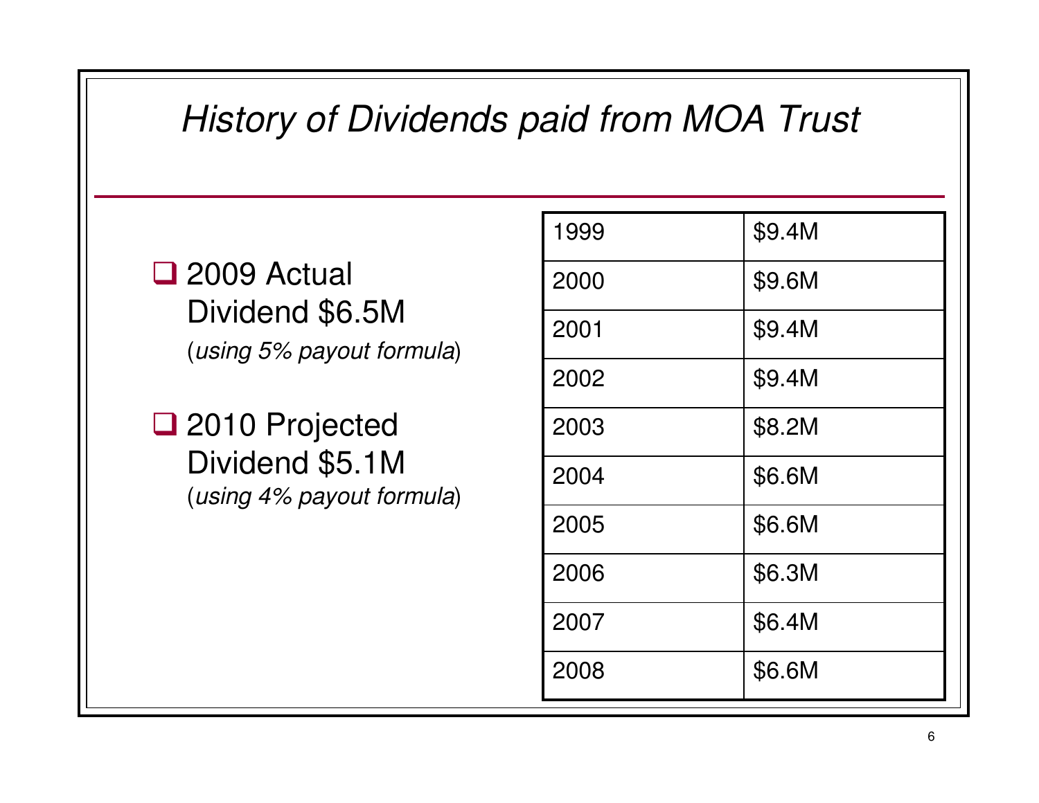# History of Dividends paid from MOA Trust

- 2009 Actual Dividend $6.5M (*using 5% payout formula*)
- 2010 Projected Dividend $5.1M (*using 4% payout formula*)

| Year | Dividend |
|---|---|
| 1999 | $9.4M |
| 2000 | $9.6M |
| 2001 | $9.4M |
| 2002 | $9.4M |
| 2003 | $8.2M |
| 2004 | $6.6M |
| 2005 | $6.6M |
| 2006 | $6.3M |
| 2007 | $6.4M |
| 2008 | $6.6M |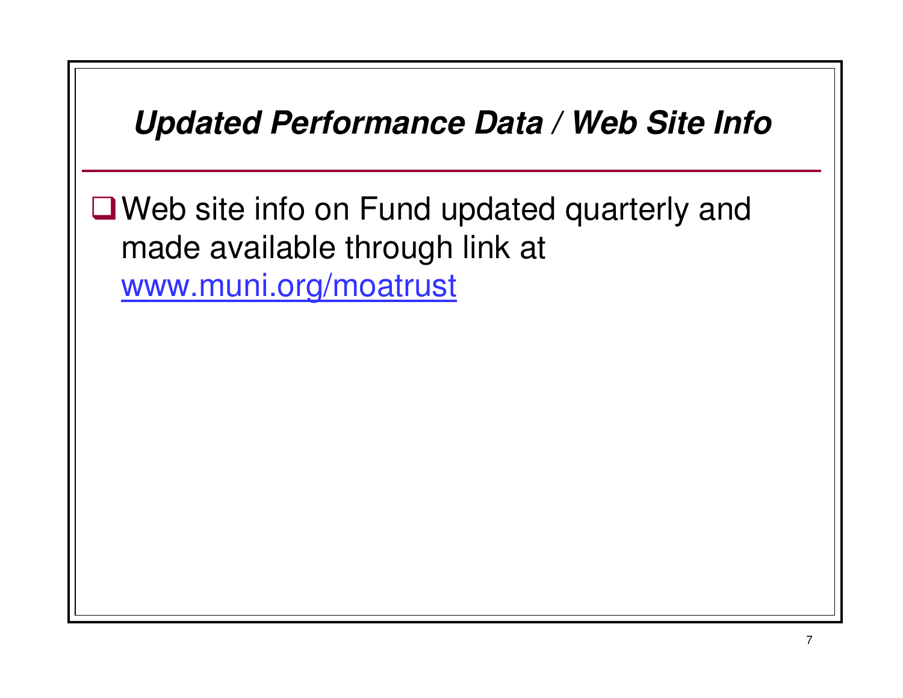## *Updated Performance Data / Web Site Info*

- Web site info on Fund updated quarterly and made available through link at [www.muni.org/moatrust](http://www.muni.org/moatrust)